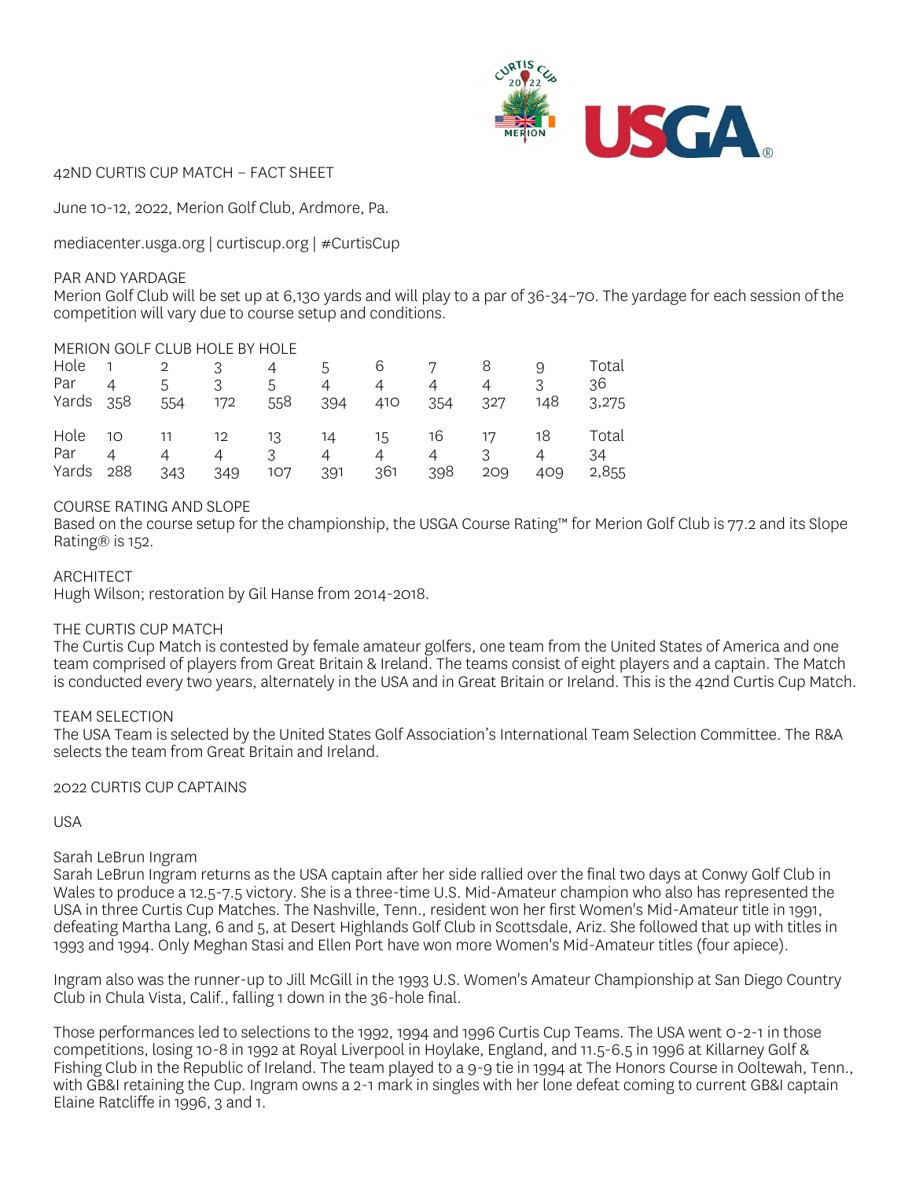# 42ND CURTIS CUP MATCH – FACT SHEET

June 10-12, 2022, Merion Golf Club, Ardmore, Pa.

mediacenter.usga.org | curtiscup.org | #CurtisCup

## PAR AND YARDAGE

Merion Golf Club will be set up at 6,130 yards and will play to a par of 36-34–70. The yardage for each session of the competition will vary due to course setup and conditions.

## MERION GOLF CLUB HOLE BY HOLE

| Hole | 1 | 2 | 3 | 4 | 5 | 6 | 7 | 8 | 9 | Total |
|---|---|---|---|---|---|---|---|---|---|---|
| Par | 4 | 5 | 3 | 5 | 4 | 4 | 4 | 4 | 3 | 36 |
| Yards | 358 | 554 | 172 | 558 | 394 | 410 | 354 | 327 | 148 | 3,275 |

| Hole | 10 | 11 | 12 | 13 | 14 | 15 | 16 | 17 | 18 | Total |
|---|---|---|---|---|---|---|---|---|---|---|
| Par | 4 | 4 | 4 | 3 | 4 | 4 | 4 | 3 | 4 | 34 |
| Yards | 288 | 343 | 349 | 107 | 391 | 361 | 398 | 209 | 409 | 2,855 |

## COURSE RATING AND SLOPE

Based on the course setup for the championship, the USGA Course Rating™ for Merion Golf Club is 77.2 and its Slope Rating® is 152.

## ARCHITECT

Hugh Wilson; restoration by Gil Hanse from 2014-2018.

## THE CURTIS CUP MATCH

The Curtis Cup Match is contested by female amateur golfers, one team from the United States of America and one team comprised of players from Great Britain & Ireland. The teams consist of eight players and a captain. The Match is conducted every two years, alternately in the USA and in Great Britain or Ireland. This is the 42nd Curtis Cup Match.

## TEAM SELECTION

The USA Team is selected by the United States Golf Association's International Team Selection Committee. The R&A selects the team from Great Britain and Ireland.

## 2022 CURTIS CUP CAPTAINS

### USA

**Sarah LeBrun Ingram**

Sarah LeBrun Ingram returns as the USA captain after her side rallied over the final two days at Conwy Golf Club in Wales to produce a 12.5-7.5 victory. She is a three-time U.S. Mid-Amateur champion who also has represented the USA in three Curtis Cup Matches. The Nashville, Tenn., resident won her first Women's Mid-Amateur title in 1991, defeating Martha Lang, 6 and 5, at Desert Highlands Golf Club in Scottsdale, Ariz. She followed that up with titles in 1993 and 1994. Only Meghan Stasi and Ellen Port have won more Women's Mid-Amateur titles (four apiece).

Ingram also was the runner-up to Jill McGill in the 1993 U.S. Women's Amateur Championship at San Diego Country Club in Chula Vista, Calif., falling 1 down in the 36-hole final.

Those performances led to selections to the 1992, 1994 and 1996 Curtis Cup Teams. The USA went 0-2-1 in those competitions, losing 10-8 in 1992 at Royal Liverpool in Hoylake, England, and 11.5-6.5 in 1996 at Killarney Golf & Fishing Club in the Republic of Ireland. The team played to a 9-9 tie in 1994 at The Honors Course in Ooltewah, Tenn., with GB&I retaining the Cup. Ingram owns a 2-1 mark in singles with her lone defeat coming to current GB&I captain Elaine Ratcliffe in 1996, 3 and 1.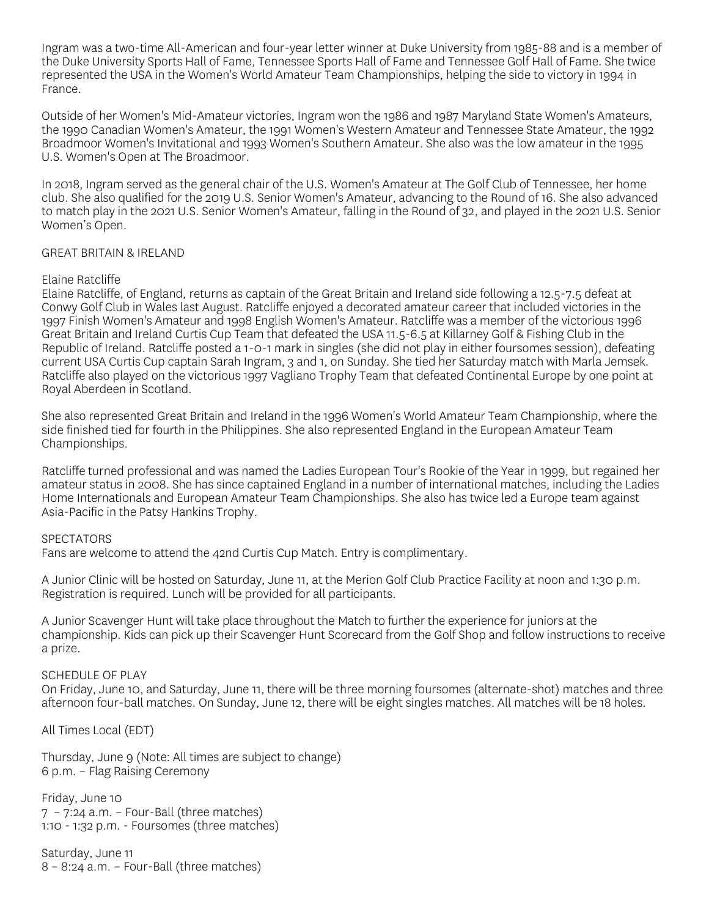Ingram was a two-time All-American and four-year letter winner at Duke University from 1985-88 and is a member of the Duke University Sports Hall of Fame, Tennessee Sports Hall of Fame and Tennessee Golf Hall of Fame. She twice represented the USA in the Women's World Amateur Team Championships, helping the side to victory in 1994 in France.

Outside of her Women's Mid-Amateur victories, Ingram won the 1986 and 1987 Maryland State Women's Amateurs, the 1990 Canadian Women's Amateur, the 1991 Women's Western Amateur and Tennessee State Amateur, the 1992 Broadmoor Women's Invitational and 1993 Women's Southern Amateur. She also was the low amateur in the 1995 U.S. Women's Open at The Broadmoor.

In 2018, Ingram served as the general chair of the U.S. Women's Amateur at The Golf Club of Tennessee, her home club. She also qualified for the 2019 U.S. Senior Women's Amateur, advancing to the Round of 16. She also advanced to match play in the 2021 U.S. Senior Women's Amateur, falling in the Round of 32, and played in the 2021 U.S. Senior Women's Open.

## GREAT BRITAIN & IRELAND

### Elaine Ratcliffe

Elaine Ratcliffe, of England, returns as captain of the Great Britain and Ireland side following a 12.5-7.5 defeat at Conwy Golf Club in Wales last August. Ratcliffe enjoyed a decorated amateur career that included victories in the 1997 Finish Women's Amateur and 1998 English Women's Amateur. Ratcliffe was a member of the victorious 1996 Great Britain and Ireland Curtis Cup Team that defeated the USA 11.5-6.5 at Killarney Golf & Fishing Club in the Republic of Ireland. Ratcliffe posted a 1-0-1 mark in singles (she did not play in either foursomes session), defeating current USA Curtis Cup captain Sarah Ingram, 3 and 1, on Sunday. She tied her Saturday match with Marla Jemsek. Ratcliffe also played on the victorious 1997 Vagliano Trophy Team that defeated Continental Europe by one point at Royal Aberdeen in Scotland.

She also represented Great Britain and Ireland in the 1996 Women's World Amateur Team Championship, where the side finished tied for fourth in the Philippines. She also represented England in the European Amateur Team Championships.

Ratcliffe turned professional and was named the Ladies European Tour's Rookie of the Year in 1999, but regained her amateur status in 2008. She has since captained England in a number of international matches, including the Ladies Home Internationals and European Amateur Team Championships. She also has twice led a Europe team against Asia-Pacific in the Patsy Hankins Trophy.

## SPECTATORS

Fans are welcome to attend the 42nd Curtis Cup Match. Entry is complimentary.

A Junior Clinic will be hosted on Saturday, June 11, at the Merion Golf Club Practice Facility at noon and 1:30 p.m. Registration is required. Lunch will be provided for all participants.

A Junior Scavenger Hunt will take place throughout the Match to further the experience for juniors at the championship. Kids can pick up their Scavenger Hunt Scorecard from the Golf Shop and follow instructions to receive a prize.

## SCHEDULE OF PLAY

On Friday, June 10, and Saturday, June 11, there will be three morning foursomes (alternate-shot) matches and three afternoon four-ball matches. On Sunday, June 12, there will be eight singles matches. All matches will be 18 holes.

All Times Local (EDT)

Thursday, June 9 (Note: All times are subject to change)
6 p.m. – Flag Raising Ceremony

Friday, June 10
7 – 7:24 a.m. – Four-Ball (three matches)
1:10 - 1:32 p.m. - Foursomes (three matches)

Saturday, June 11
8 – 8:24 a.m. – Four-Ball (three matches)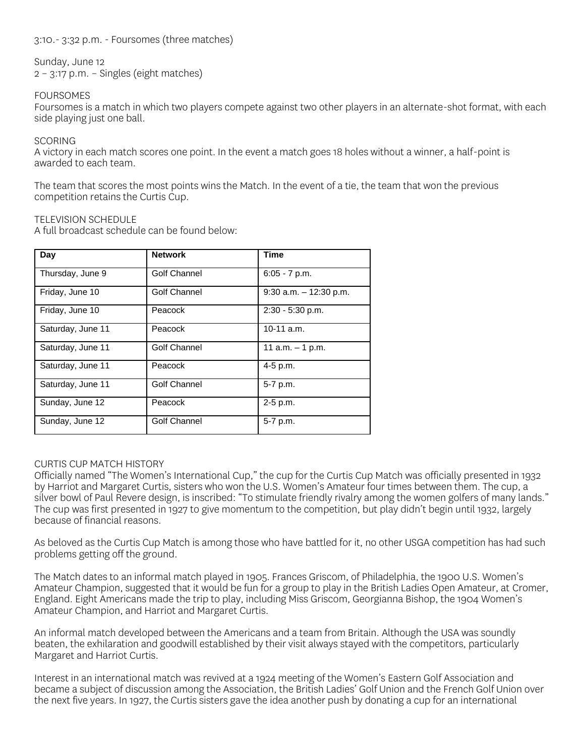3:10.- 3:32 p.m. - Foursomes (three matches)

Sunday, June 12
2 – 3:17 p.m. – Singles (eight matches)

## FOURSOMES

Foursomes is a match in which two players compete against two other players in an alternate-shot format, with each side playing just one ball.

## SCORING

A victory in each match scores one point. In the event a match goes 18 holes without a winner, a half-point is awarded to each team.

The team that scores the most points wins the Match. In the event of a tie, the team that won the previous competition retains the Curtis Cup.

## TELEVISION SCHEDULE

A full broadcast schedule can be found below:

| Day | Network | Time |
|---|---|---|
| Thursday, June 9 | Golf Channel | 6:05 - 7 p.m. |
| Friday, June 10 | Golf Channel | 9:30 a.m. – 12:30 p.m. |
| Friday, June 10 | Peacock | 2:30 - 5:30 p.m. |
| Saturday, June 11 | Peacock | 10-11 a.m. |
| Saturday, June 11 | Golf Channel | 11 a.m. – 1 p.m. |
| Saturday, June 11 | Peacock | 4-5 p.m. |
| Saturday, June 11 | Golf Channel | 5-7 p.m. |
| Sunday, June 12 | Peacock | 2-5 p.m. |
| Sunday, June 12 | Golf Channel | 5-7 p.m. |

## CURTIS CUP MATCH HISTORY

Officially named "The Women's International Cup," the cup for the Curtis Cup Match was officially presented in 1932 by Harriot and Margaret Curtis, sisters who won the U.S. Women's Amateur four times between them. The cup, a silver bowl of Paul Revere design, is inscribed: "To stimulate friendly rivalry among the women golfers of many lands." The cup was first presented in 1927 to give momentum to the competition, but play didn't begin until 1932, largely because of financial reasons.

As beloved as the Curtis Cup Match is among those who have battled for it, no other USGA competition has had such problems getting off the ground.

The Match dates to an informal match played in 1905. Frances Griscom, of Philadelphia, the 1900 U.S. Women's Amateur Champion, suggested that it would be fun for a group to play in the British Ladies Open Amateur, at Cromer, England. Eight Americans made the trip to play, including Miss Griscom, Georgianna Bishop, the 1904 Women's Amateur Champion, and Harriot and Margaret Curtis.

An informal match developed between the Americans and a team from Britain. Although the USA was soundly beaten, the exhilaration and goodwill established by their visit always stayed with the competitors, particularly Margaret and Harriot Curtis.

Interest in an international match was revived at a 1924 meeting of the Women's Eastern Golf Association and became a subject of discussion among the Association, the British Ladies' Golf Union and the French Golf Union over the next five years. In 1927, the Curtis sisters gave the idea another push by donating a cup for an international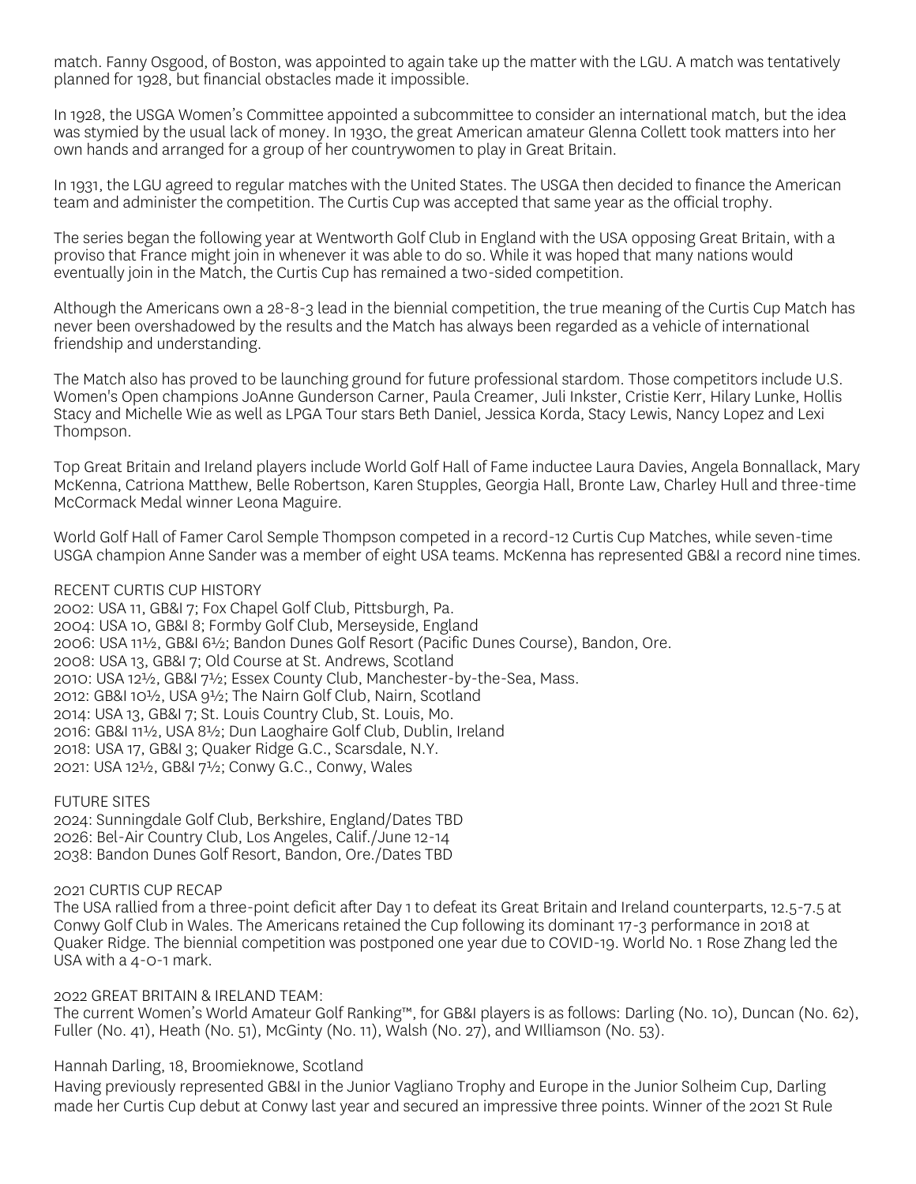match. Fanny Osgood, of Boston, was appointed to again take up the matter with the LGU. A match was tentatively planned for 1928, but financial obstacles made it impossible.

In 1928, the USGA Women's Committee appointed a subcommittee to consider an international match, but the idea was stymied by the usual lack of money. In 1930, the great American amateur Glenna Collett took matters into her own hands and arranged for a group of her countrywomen to play in Great Britain.

In 1931, the LGU agreed to regular matches with the United States. The USGA then decided to finance the American team and administer the competition. The Curtis Cup was accepted that same year as the official trophy.

The series began the following year at Wentworth Golf Club in England with the USA opposing Great Britain, with a proviso that France might join in whenever it was able to do so. While it was hoped that many nations would eventually join in the Match, the Curtis Cup has remained a two-sided competition.

Although the Americans own a 28-8-3 lead in the biennial competition, the true meaning of the Curtis Cup Match has never been overshadowed by the results and the Match has always been regarded as a vehicle of international friendship and understanding.

The Match also has proved to be launching ground for future professional stardom. Those competitors include U.S. Women's Open champions JoAnne Gunderson Carner, Paula Creamer, Juli Inkster, Cristie Kerr, Hilary Lunke, Hollis Stacy and Michelle Wie as well as LPGA Tour stars Beth Daniel, Jessica Korda, Stacy Lewis, Nancy Lopez and Lexi Thompson.

Top Great Britain and Ireland players include World Golf Hall of Fame inductee Laura Davies, Angela Bonnallack, Mary McKenna, Catriona Matthew, Belle Robertson, Karen Stupples, Georgia Hall, Bronte Law, Charley Hull and three-time McCormack Medal winner Leona Maguire.

World Golf Hall of Famer Carol Semple Thompson competed in a record-12 Curtis Cup Matches, while seven-time USGA champion Anne Sander was a member of eight USA teams. McKenna has represented GB&I a record nine times.

RECENT CURTIS CUP HISTORY
2002: USA 11, GB&I 7; Fox Chapel Golf Club, Pittsburgh, Pa.
2004: USA 10, GB&I 8; Formby Golf Club, Merseyside, England
2006: USA 11½, GB&I 6½; Bandon Dunes Golf Resort (Pacific Dunes Course), Bandon, Ore.
2008: USA 13, GB&I 7; Old Course at St. Andrews, Scotland
2010: USA 12½, GB&I 7½; Essex County Club, Manchester-by-the-Sea, Mass.
2012: GB&I 10½, USA 9½; The Nairn Golf Club, Nairn, Scotland
2014: USA 13, GB&I 7; St. Louis Country Club, St. Louis, Mo.
2016: GB&I 11½, USA 8½; Dun Laoghaire Golf Club, Dublin, Ireland
2018: USA 17, GB&I 3; Quaker Ridge G.C., Scarsdale, N.Y.
2021: USA 12½, GB&I 7½; Conwy G.C., Conwy, Wales

FUTURE SITES
2024: Sunningdale Golf Club, Berkshire, England/Dates TBD
2026: Bel-Air Country Club, Los Angeles, Calif./June 12-14
2038: Bandon Dunes Golf Resort, Bandon, Ore./Dates TBD

2021 CURTIS CUP RECAP
The USA rallied from a three-point deficit after Day 1 to defeat its Great Britain and Ireland counterparts, 12.5-7.5 at Conwy Golf Club in Wales. The Americans retained the Cup following its dominant 17-3 performance in 2018 at Quaker Ridge. The biennial competition was postponed one year due to COVID-19. World No. 1 Rose Zhang led the USA with a 4-0-1 mark.

2022 GREAT BRITAIN & IRELAND TEAM:
The current Women's World Amateur Golf Ranking™, for GB&I players is as follows: Darling (No. 10), Duncan (No. 62), Fuller (No. 41), Heath (No. 51), McGinty (No. 11), Walsh (No. 27), and WIlliamson (No. 53).

Hannah Darling, 18, Broomieknowe, Scotland
Having previously represented GB&I in the Junior Vagliano Trophy and Europe in the Junior Solheim Cup, Darling made her Curtis Cup debut at Conwy last year and secured an impressive three points. Winner of the 2021 St Rule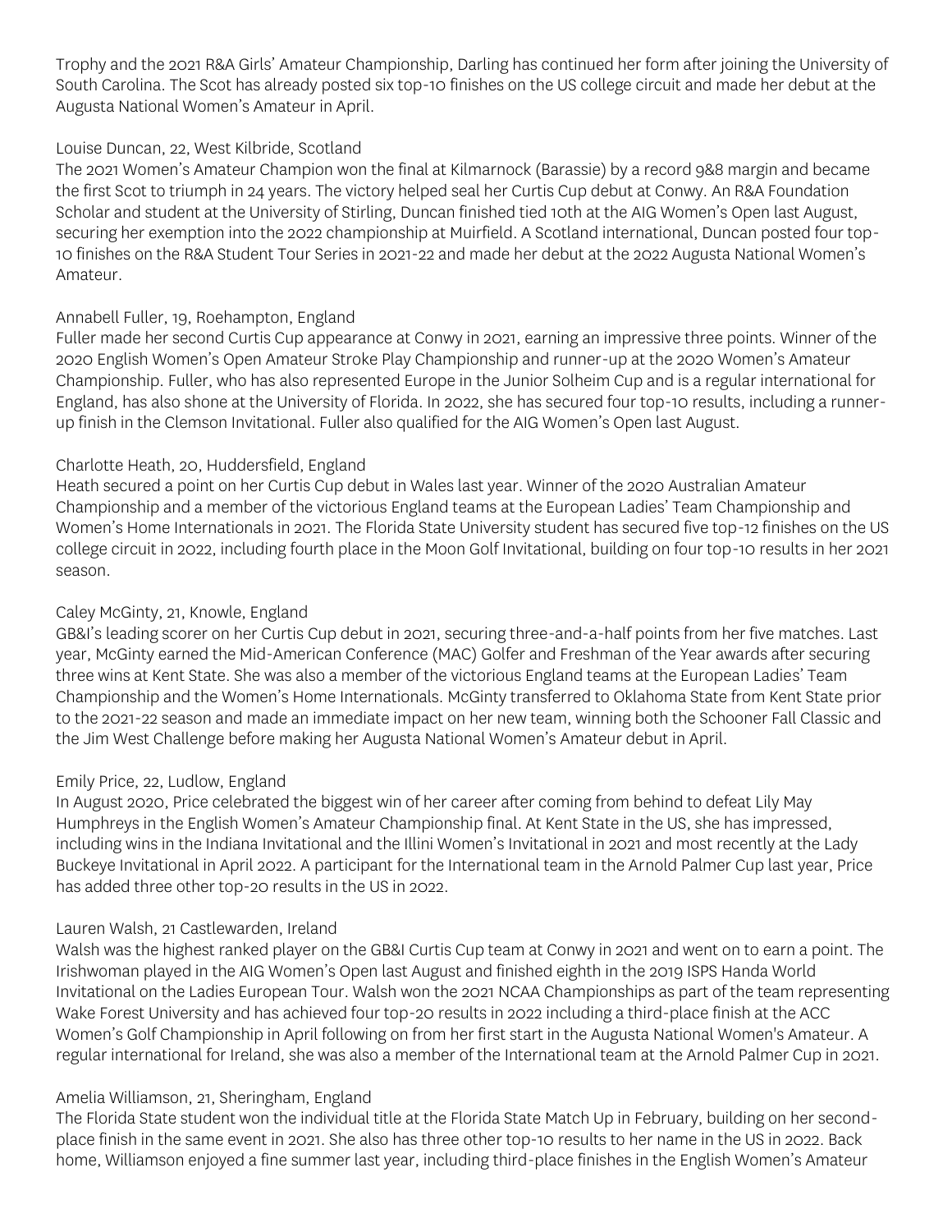Trophy and the 2021 R&A Girls' Amateur Championship, Darling has continued her form after joining the University of South Carolina. The Scot has already posted six top-10 finishes on the US college circuit and made her debut at the Augusta National Women's Amateur in April.

Louise Duncan, 22, West Kilbride, Scotland
The 2021 Women's Amateur Champion won the final at Kilmarnock (Barassie) by a record 9&8 margin and became the first Scot to triumph in 24 years. The victory helped seal her Curtis Cup debut at Conwy. An R&A Foundation Scholar and student at the University of Stirling, Duncan finished tied 10th at the AIG Women's Open last August, securing her exemption into the 2022 championship at Muirfield. A Scotland international, Duncan posted four top-10 finishes on the R&A Student Tour Series in 2021-22 and made her debut at the 2022 Augusta National Women's Amateur.

Annabell Fuller, 19, Roehampton, England
Fuller made her second Curtis Cup appearance at Conwy in 2021, earning an impressive three points. Winner of the 2020 English Women's Open Amateur Stroke Play Championship and runner-up at the 2020 Women's Amateur Championship. Fuller, who has also represented Europe in the Junior Solheim Cup and is a regular international for England, has also shone at the University of Florida. In 2022, she has secured four top-10 results, including a runner-up finish in the Clemson Invitational. Fuller also qualified for the AIG Women's Open last August.

Charlotte Heath, 20, Huddersfield, England
Heath secured a point on her Curtis Cup debut in Wales last year. Winner of the 2020 Australian Amateur Championship and a member of the victorious England teams at the European Ladies' Team Championship and Women's Home Internationals in 2021. The Florida State University student has secured five top-12 finishes on the US college circuit in 2022, including fourth place in the Moon Golf Invitational, building on four top-10 results in her 2021 season.

Caley McGinty, 21, Knowle, England
GB&I's leading scorer on her Curtis Cup debut in 2021, securing three-and-a-half points from her five matches. Last year, McGinty earned the Mid-American Conference (MAC) Golfer and Freshman of the Year awards after securing three wins at Kent State. She was also a member of the victorious England teams at the European Ladies' Team Championship and the Women's Home Internationals. McGinty transferred to Oklahoma State from Kent State prior to the 2021-22 season and made an immediate impact on her new team, winning both the Schooner Fall Classic and the Jim West Challenge before making her Augusta National Women's Amateur debut in April.

Emily Price, 22, Ludlow, England
In August 2020, Price celebrated the biggest win of her career after coming from behind to defeat Lily May Humphreys in the English Women's Amateur Championship final. At Kent State in the US, she has impressed, including wins in the Indiana Invitational and the Illini Women's Invitational in 2021 and most recently at the Lady Buckeye Invitational in April 2022. A participant for the International team in the Arnold Palmer Cup last year, Price has added three other top-20 results in the US in 2022.

Lauren Walsh, 21 Castlewarden, Ireland
Walsh was the highest ranked player on the GB&I Curtis Cup team at Conwy in 2021 and went on to earn a point. The Irishwoman played in the AIG Women's Open last August and finished eighth in the 2019 ISPS Handa World Invitational on the Ladies European Tour. Walsh won the 2021 NCAA Championships as part of the team representing Wake Forest University and has achieved four top-20 results in 2022 including a third-place finish at the ACC Women's Golf Championship in April following on from her first start in the Augusta National Women's Amateur. A regular international for Ireland, she was also a member of the International team at the Arnold Palmer Cup in 2021.

Amelia Williamson, 21, Sheringham, England
The Florida State student won the individual title at the Florida State Match Up in February, building on her second-place finish in the same event in 2021. She also has three other top-10 results to her name in the US in 2022. Back home, Williamson enjoyed a fine summer last year, including third-place finishes in the English Women's Amateur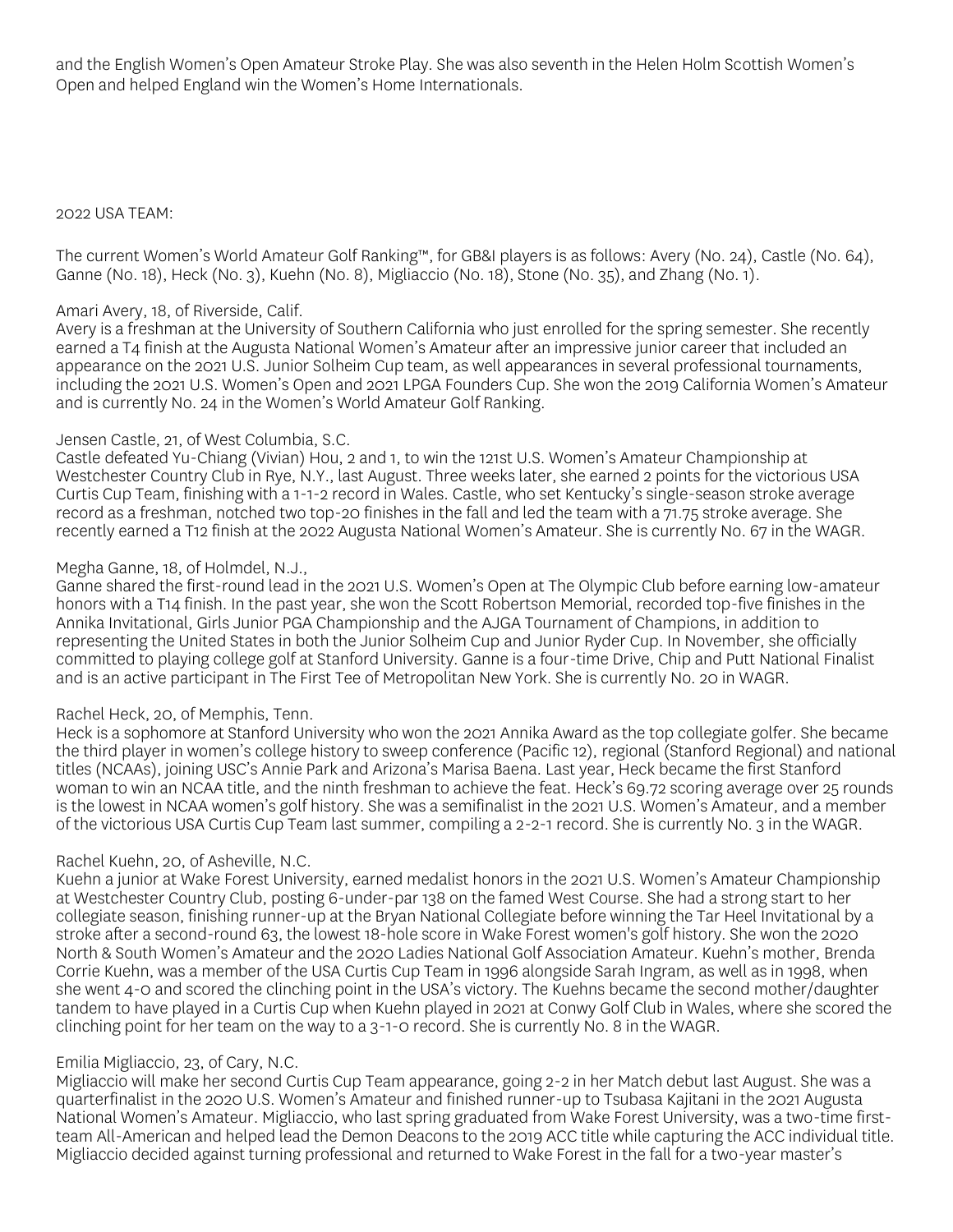and the English Women's Open Amateur Stroke Play. She was also seventh in the Helen Holm Scottish Women's Open and helped England win the Women's Home Internationals.

2022 USA TEAM:

The current Women's World Amateur Golf Ranking™, for GB&I players is as follows: Avery (No. 24), Castle (No. 64), Ganne (No. 18), Heck (No. 3), Kuehn (No. 8), Migliaccio (No. 18), Stone (No. 35), and Zhang (No. 1).

Amari Avery, 18, of Riverside, Calif.
Avery is a freshman at the University of Southern California who just enrolled for the spring semester. She recently earned a T4 finish at the Augusta National Women's Amateur after an impressive junior career that included an appearance on the 2021 U.S. Junior Solheim Cup team, as well appearances in several professional tournaments, including the 2021 U.S. Women's Open and 2021 LPGA Founders Cup. She won the 2019 California Women's Amateur and is currently No. 24 in the Women's World Amateur Golf Ranking.

Jensen Castle, 21, of West Columbia, S.C.
Castle defeated Yu-Chiang (Vivian) Hou, 2 and 1, to win the 121st U.S. Women's Amateur Championship at Westchester Country Club in Rye, N.Y., last August. Three weeks later, she earned 2 points for the victorious USA Curtis Cup Team, finishing with a 1-1-2 record in Wales. Castle, who set Kentucky's single-season stroke average record as a freshman, notched two top-20 finishes in the fall and led the team with a 71.75 stroke average. She recently earned a T12 finish at the 2022 Augusta National Women's Amateur. She is currently No. 67 in the WAGR.

Megha Ganne, 18, of Holmdel, N.J.,
Ganne shared the first-round lead in the 2021 U.S. Women's Open at The Olympic Club before earning low-amateur honors with a T14 finish. In the past year, she won the Scott Robertson Memorial, recorded top-five finishes in the Annika Invitational, Girls Junior PGA Championship and the AJGA Tournament of Champions, in addition to representing the United States in both the Junior Solheim Cup and Junior Ryder Cup. In November, she officially committed to playing college golf at Stanford University. Ganne is a four-time Drive, Chip and Putt National Finalist and is an active participant in The First Tee of Metropolitan New York. She is currently No. 20 in WAGR.

Rachel Heck, 20, of Memphis, Tenn.
Heck is a sophomore at Stanford University who won the 2021 Annika Award as the top collegiate golfer. She became the third player in women's college history to sweep conference (Pacific 12), regional (Stanford Regional) and national titles (NCAAs), joining USC's Annie Park and Arizona's Marisa Baena. Last year, Heck became the first Stanford woman to win an NCAA title, and the ninth freshman to achieve the feat. Heck's 69.72 scoring average over 25 rounds is the lowest in NCAA women's golf history. She was a semifinalist in the 2021 U.S. Women's Amateur, and a member of the victorious USA Curtis Cup Team last summer, compiling a 2-2-1 record. She is currently No. 3 in the WAGR.

Rachel Kuehn, 20, of Asheville, N.C.
Kuehn a junior at Wake Forest University, earned medalist honors in the 2021 U.S. Women's Amateur Championship at Westchester Country Club, posting 6-under-par 138 on the famed West Course. She had a strong start to her collegiate season, finishing runner-up at the Bryan National Collegiate before winning the Tar Heel Invitational by a stroke after a second-round 63, the lowest 18-hole score in Wake Forest women's golf history. She won the 2020 North & South Women's Amateur and the 2020 Ladies National Golf Association Amateur. Kuehn's mother, Brenda Corrie Kuehn, was a member of the USA Curtis Cup Team in 1996 alongside Sarah Ingram, as well as in 1998, when she went 4-0 and scored the clinching point in the USA's victory. The Kuehns became the second mother/daughter tandem to have played in a Curtis Cup when Kuehn played in 2021 at Conwy Golf Club in Wales, where she scored the clinching point for her team on the way to a 3-1-0 record. She is currently No. 8 in the WAGR.

Emilia Migliaccio, 23, of Cary, N.C.
Migliaccio will make her second Curtis Cup Team appearance, going 2-2 in her Match debut last August. She was a quarterfinalist in the 2020 U.S. Women's Amateur and finished runner-up to Tsubasa Kajitani in the 2021 Augusta National Women's Amateur. Migliaccio, who last spring graduated from Wake Forest University, was a two-time first-team All-American and helped lead the Demon Deacons to the 2019 ACC title while capturing the ACC individual title. Migliaccio decided against turning professional and returned to Wake Forest in the fall for a two-year master's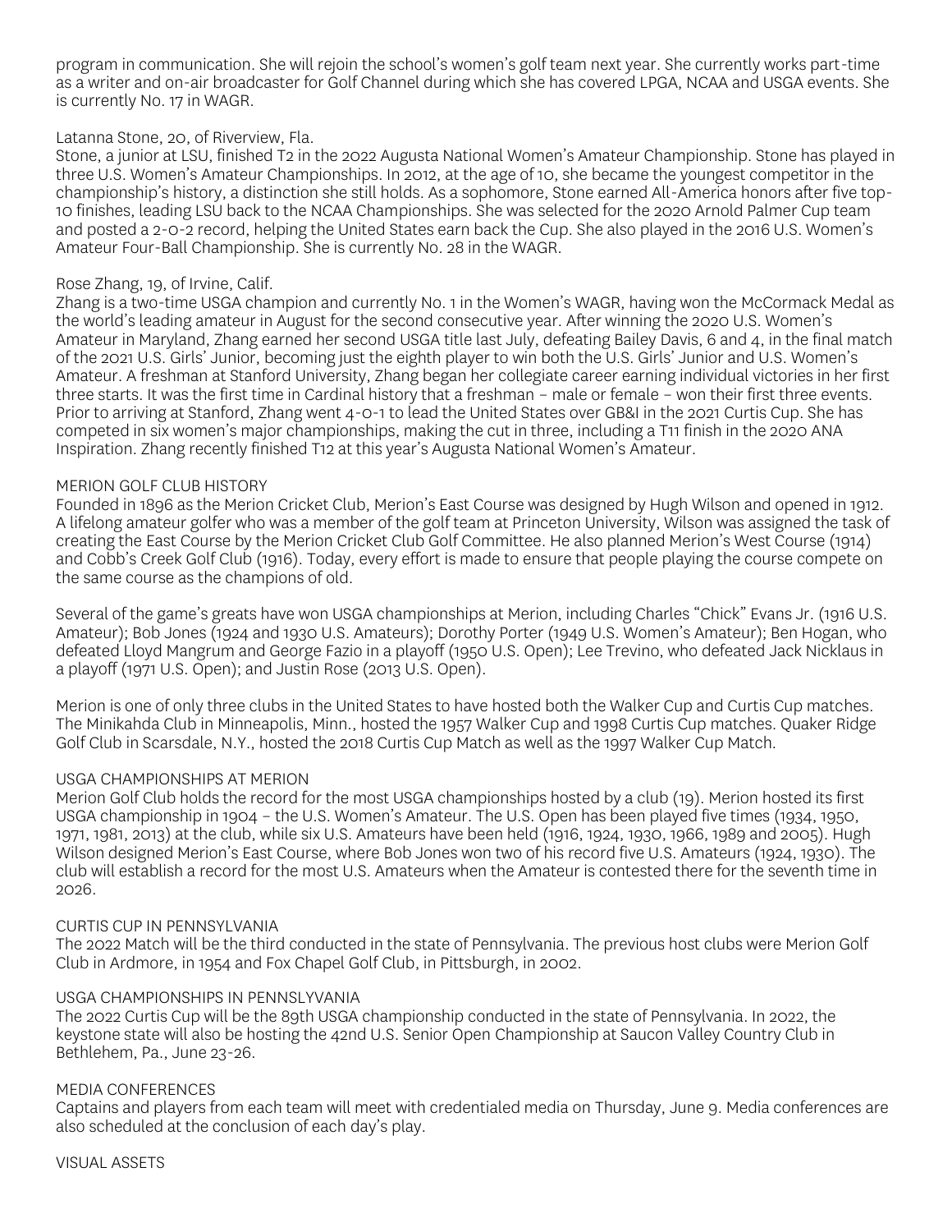program in communication. She will rejoin the school's women's golf team next year. She currently works part-time as a writer and on-air broadcaster for Golf Channel during which she has covered LPGA, NCAA and USGA events. She is currently No. 17 in WAGR.

Latanna Stone, 20, of Riverview, Fla.
Stone, a junior at LSU, finished T2 in the 2022 Augusta National Women's Amateur Championship. Stone has played in three U.S. Women's Amateur Championships. In 2012, at the age of 10, she became the youngest competitor in the championship's history, a distinction she still holds. As a sophomore, Stone earned All-America honors after five top-10 finishes, leading LSU back to the NCAA Championships. She was selected for the 2020 Arnold Palmer Cup team and posted a 2-0-2 record, helping the United States earn back the Cup. She also played in the 2016 U.S. Women's Amateur Four-Ball Championship. She is currently No. 28 in the WAGR.

Rose Zhang, 19, of Irvine, Calif.
Zhang is a two-time USGA champion and currently No. 1 in the Women's WAGR, having won the McCormack Medal as the world's leading amateur in August for the second consecutive year. After winning the 2020 U.S. Women's Amateur in Maryland, Zhang earned her second USGA title last July, defeating Bailey Davis, 6 and 4, in the final match of the 2021 U.S. Girls' Junior, becoming just the eighth player to win both the U.S. Girls' Junior and U.S. Women's Amateur. A freshman at Stanford University, Zhang began her collegiate career earning individual victories in her first three starts. It was the first time in Cardinal history that a freshman – male or female – won their first three events. Prior to arriving at Stanford, Zhang went 4-0-1 to lead the United States over GB&I in the 2021 Curtis Cup. She has competed in six women's major championships, making the cut in three, including a T11 finish in the 2020 ANA Inspiration. Zhang recently finished T12 at this year's Augusta National Women's Amateur.

MERION GOLF CLUB HISTORY
Founded in 1896 as the Merion Cricket Club, Merion's East Course was designed by Hugh Wilson and opened in 1912. A lifelong amateur golfer who was a member of the golf team at Princeton University, Wilson was assigned the task of creating the East Course by the Merion Cricket Club Golf Committee. He also planned Merion's West Course (1914) and Cobb's Creek Golf Club (1916). Today, every effort is made to ensure that people playing the course compete on the same course as the champions of old.

Several of the game's greats have won USGA championships at Merion, including Charles "Chick" Evans Jr. (1916 U.S. Amateur); Bob Jones (1924 and 1930 U.S. Amateurs); Dorothy Porter (1949 U.S. Women's Amateur); Ben Hogan, who defeated Lloyd Mangrum and George Fazio in a playoff (1950 U.S. Open); Lee Trevino, who defeated Jack Nicklaus in a playoff (1971 U.S. Open); and Justin Rose (2013 U.S. Open).

Merion is one of only three clubs in the United States to have hosted both the Walker Cup and Curtis Cup matches. The Minikahda Club in Minneapolis, Minn., hosted the 1957 Walker Cup and 1998 Curtis Cup matches. Quaker Ridge Golf Club in Scarsdale, N.Y., hosted the 2018 Curtis Cup Match as well as the 1997 Walker Cup Match.

USGA CHAMPIONSHIPS AT MERION
Merion Golf Club holds the record for the most USGA championships hosted by a club (19). Merion hosted its first USGA championship in 1904 – the U.S. Women's Amateur. The U.S. Open has been played five times (1934, 1950, 1971, 1981, 2013) at the club, while six U.S. Amateurs have been held (1916, 1924, 1930, 1966, 1989 and 2005). Hugh Wilson designed Merion's East Course, where Bob Jones won two of his record five U.S. Amateurs (1924, 1930). The club will establish a record for the most U.S. Amateurs when the Amateur is contested there for the seventh time in 2026.

CURTIS CUP IN PENNSYLVANIA
The 2022 Match will be the third conducted in the state of Pennsylvania. The previous host clubs were Merion Golf Club in Ardmore, in 1954 and Fox Chapel Golf Club, in Pittsburgh, in 2002.

USGA CHAMPIONSHIPS IN PENNSLYVANIA
The 2022 Curtis Cup will be the 89th USGA championship conducted in the state of Pennsylvania. In 2022, the keystone state will also be hosting the 42nd U.S. Senior Open Championship at Saucon Valley Country Club in Bethlehem, Pa., June 23-26.

MEDIA CONFERENCES
Captains and players from each team will meet with credentialed media on Thursday, June 9. Media conferences are also scheduled at the conclusion of each day's play.

VISUAL ASSETS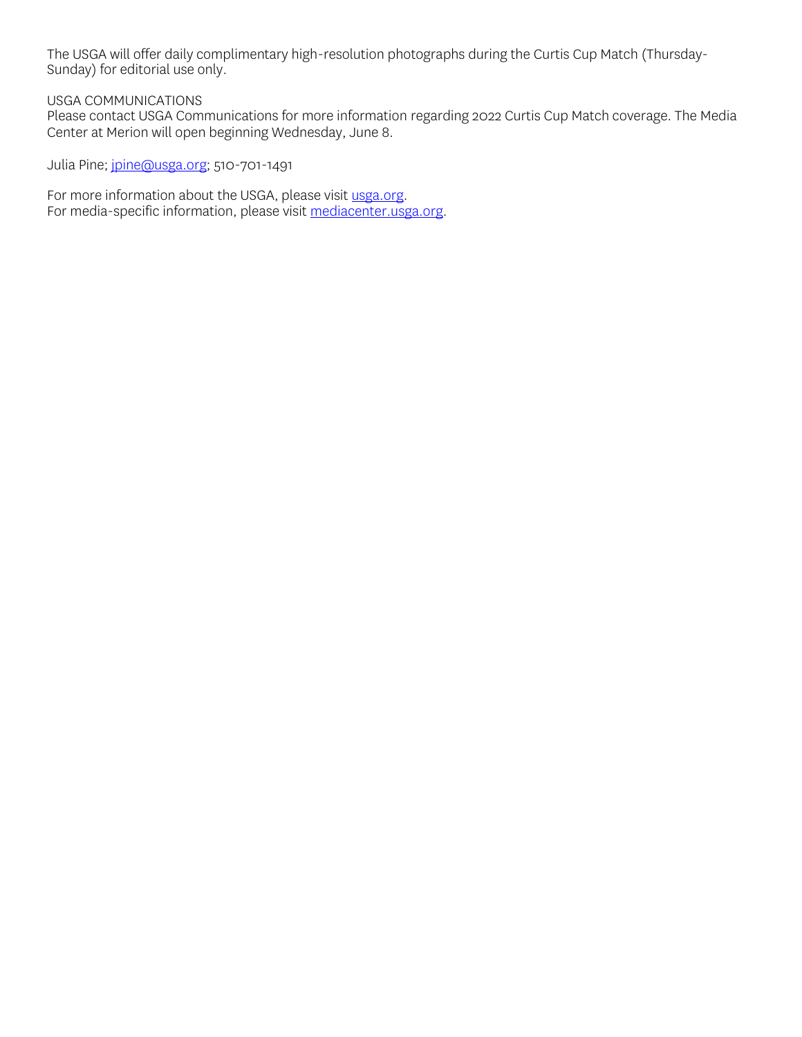The USGA will offer daily complimentary high-resolution photographs during the Curtis Cup Match (Thursday-Sunday) for editorial use only.

USGA COMMUNICATIONS
Please contact USGA Communications for more information regarding 2022 Curtis Cup Match coverage. The Media Center at Merion will open beginning Wednesday, June 8.

Julia Pine; [jpine@usga.org](mailto:jpine@usga.org); 510-701-1491

For more information about the USGA, please visit [usga.org](usga.org).
For media-specific information, please visit [mediacenter.usga.org](mediacenter.usga.org).